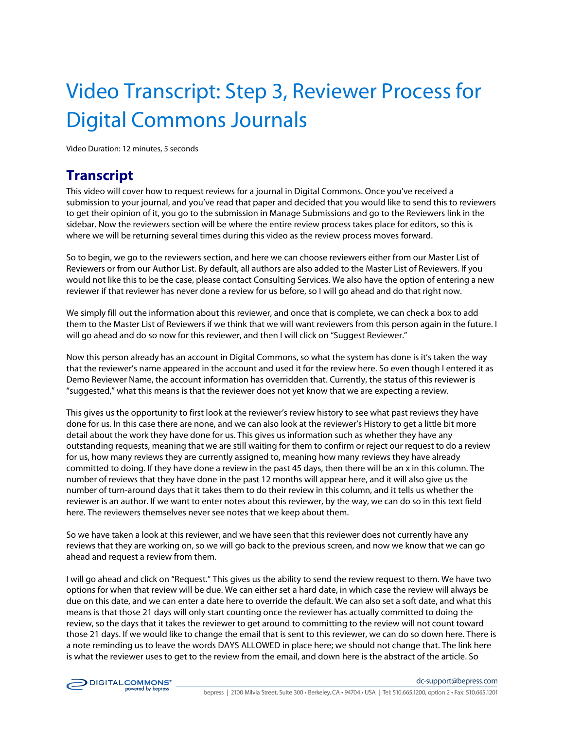# Video Transcript: Step 3, Reviewer Process for Digital Commons Journals

Video Duration: 12 minutes, 5 seconds

## Transcript

This video will cover how to request reviews for a journal in Digital Commons. Once you've received a submission to your journal, and you've read that paper and decided that you would like to send this to reviewers to get their opinion of it, you go to the submission in Manage Submissions and go to the Reviewers link in the sidebar. Now the reviewers section will be where the entire review process takes place for editors, so this is where we will be returning several times during this video as the review process moves forward.

So to begin, we go to the reviewers section, and here we can choose reviewers either from our Master List of Reviewers or from our Author List. By default, all authors are also added to the Master List of Reviewers. If you would not like this to be the case, please contact Consulting Services. We also have the option of entering a new reviewer if that reviewer has never done a review for us before, so I will go ahead and do that right now.

We simply fill out the information about this reviewer, and once that is complete, we can check a box to add them to the Master List of Reviewers if we think that we will want reviewers from this person again in the future. I will go ahead and do so now for this reviewer, and then I will click on "Suggest Reviewer."

Now this person already has an account in Digital Commons, so what the system has done is it's taken the way that the reviewer's name appeared in the account and used it for the review here. So even though I entered it as Demo Reviewer Name, the account information has overridden that. Currently, the status of this reviewer is "suggested," what this means is that the reviewer does not yet know that we are expecting a review.

This gives us the opportunity to first look at the reviewer's review history to see what past reviews they have done for us. In this case there are none, and we can also look at the reviewer's History to get a little bit more detail about the work they have done for us. This gives us information such as whether they have any outstanding requests, meaning that we are still waiting for them to confirm or reject our request to do a review for us, how many reviews they are currently assigned to, meaning how many reviews they have already committed to doing. If they have done a review in the past 45 days, then there will be an x in this column. The number of reviews that they have done in the past 12 months will appear here, and it will also give us the number of turn-around days that it takes them to do their review in this column, and it tells us whether the reviewer is an author. If we want to enter notes about this reviewer, by the way, we can do so in this text field here. The reviewers themselves never see notes that we keep about them.

So we have taken a look at this reviewer, and we have seen that this reviewer does not currently have any reviews that they are working on, so we will go back to the previous screen, and now we know that we can go ahead and request a review from them.

I will go ahead and click on "Request." This gives us the ability to send the review request to them. We have two options for when that review will be due. We can either set a hard date, in which case the review will always be due on this date, and we can enter a date here to override the default. We can also set a soft date, and what this means is that those 21 days will only start counting once the reviewer has actually committed to doing the review, so the days that it takes the reviewer to get around to committing to the review will not count toward those 21 days. If we would like to change the email that is sent to this reviewer, we can do so down here. There is a note reminding us to leave the words DAYS ALLOWED in place here; we should not change that. The link here is what the reviewer uses to get to the review from the email, and down here is the abstract of the article. So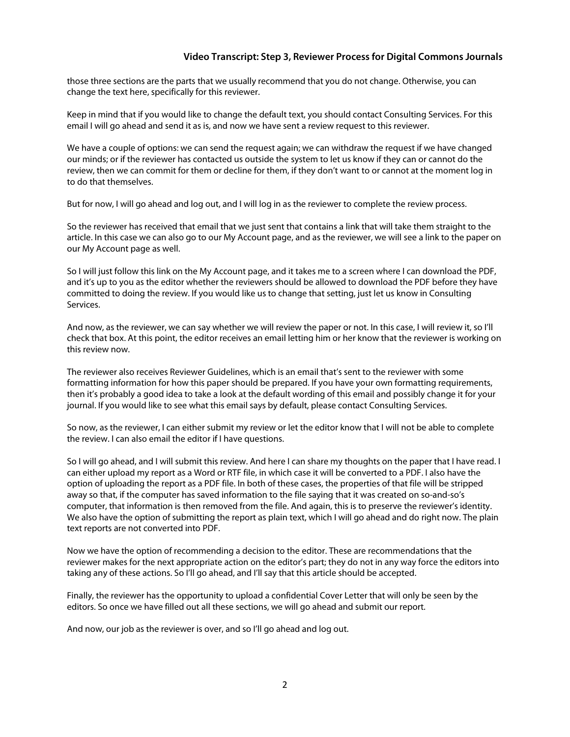those three sections are the parts that we usually recommend that you do not change. Otherwise, you can change the text here, specifically for this reviewer.

Keep in mind that if you would like to change the default text, you should contact Consulting Services. For this email I will go ahead and send it as is, and now we have sent a review request to this reviewer.

We have a couple of options: we can send the request again; we can withdraw the request if we have changed our minds; or if the reviewer has contacted us outside the system to let us know if they can or cannot do the review, then we can commit for them or decline for them, if they don't want to or cannot at the moment log in to do that themselves.

But for now, I will go ahead and log out, and I will log in as the reviewer to complete the review process.

So the reviewer has received that email that we just sent that contains a link that will take them straight to the article. In this case we can also go to our My Account page, and as the reviewer, we will see a link to the paper on our My Account page as well.

So I will just follow this link on the My Account page, and it takes me to a screen where I can download the PDF, and it's up to you as the editor whether the reviewers should be allowed to download the PDF before they have committed to doing the review. If you would like us to change that setting, just let us know in Consulting Services.

And now, as the reviewer, we can say whether we will review the paper or not. In this case, I will review it, so I'll check that box. At this point, the editor receives an email letting him or her know that the reviewer is working on this review now.

The reviewer also receives Reviewer Guidelines, which is an email that's sent to the reviewer with some formatting information for how this paper should be prepared. If you have your own formatting requirements, then it's probably a good idea to take a look at the default wording of this email and possibly change it for your journal. If you would like to see what this email says by default, please contact Consulting Services.

So now, as the reviewer, I can either submit my review or let the editor know that I will not be able to complete the review. I can also email the editor if I have questions.

So I will go ahead, and I will submit this review. And here I can share my thoughts on the paper that I have read. I can either upload my report as a Word or RTF file, in which case it will be converted to a PDF. I also have the option of uploading the report as a PDF file. In both of these cases, the properties of that file will be stripped away so that, if the computer has saved information to the file saying that it was created on so-and-so's computer, that information is then removed from the file. And again, this is to preserve the reviewer's identity. We also have the option of submitting the report as plain text, which I will go ahead and do right now. The plain text reports are not converted into PDF.

Now we have the option of recommending a decision to the editor. These are recommendations that the reviewer makes for the next appropriate action on the editor's part; they do not in any way force the editors into taking any of these actions. So I'll go ahead, and I'll say that this article should be accepted.

Finally, the reviewer has the opportunity to upload a confidential Cover Letter that will only be seen by the editors. So once we have filled out all these sections, we will go ahead and submit our report.

And now, our job as the reviewer is over, and so I'll go ahead and log out.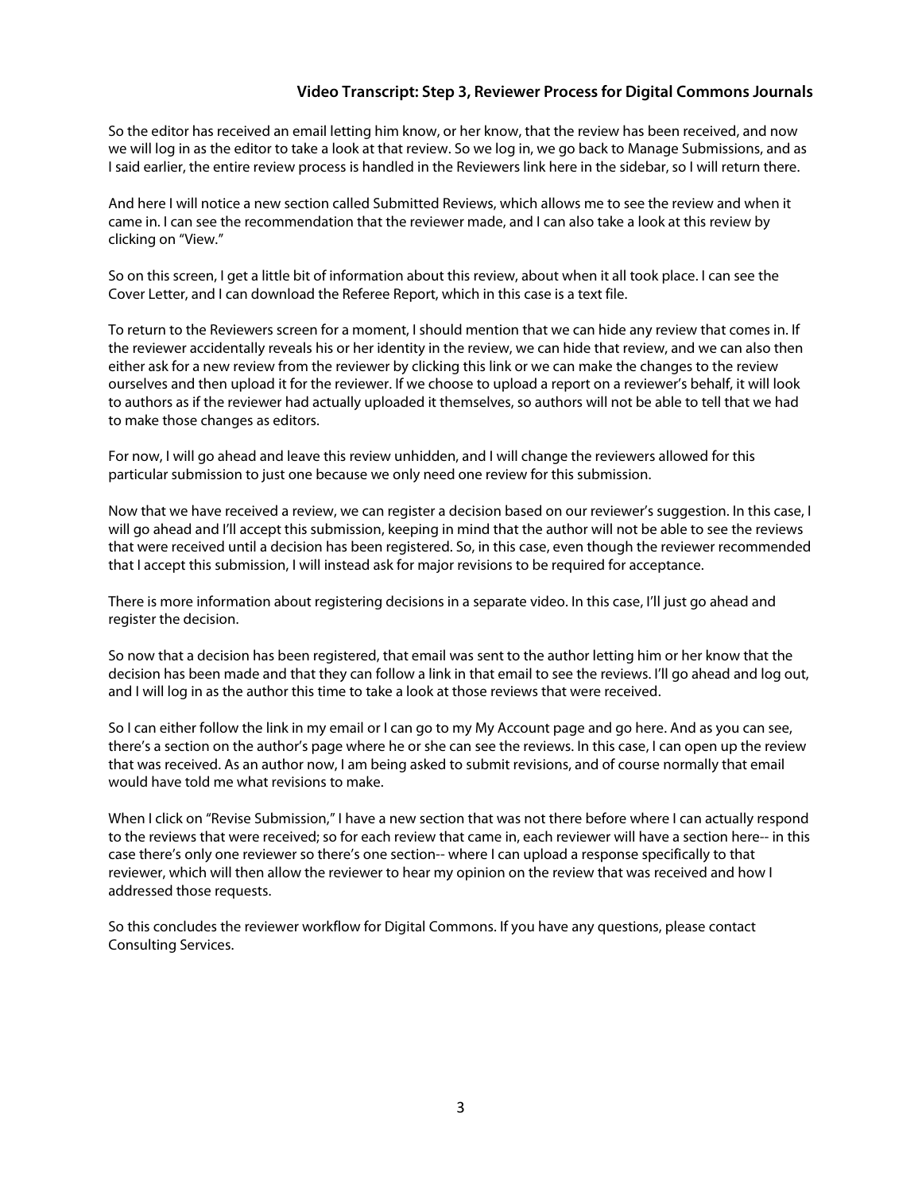**Video Transcript: Step 3, Reviewer Process for Digital Commons Journals**

So the editor has received an email letting him know, or her know, that the review has been received, and now we will log in as the editor to take a look at that review. So we log in, we go back to Manage Submissions, and as I said earlier, the entire review process is handled in the Reviewers link here in the sidebar, so I will return there.

And here I will notice a new section called Submitted Reviews, which allows me to see the review and when it came in. I can see the recommendation that the reviewer made, and I can also take a look at this review by clicking on "View."

So on this screen, I get a little bit of information about this review, about when it all took place. I can see the Cover Letter, and I can download the Referee Report, which in this case is a text file.

To return to the Reviewers screen for a moment, I should mention that we can hide any review that comes in. If the reviewer accidentally reveals his or her identity in the review, we can hide that review, and we can also then either ask for a new review from the reviewer by clicking this link or we can make the changes to the review ourselves and then upload it for the reviewer. If we choose to upload a report on a reviewer's behalf, it will look to authors as if the reviewer had actually uploaded it themselves, so authors will not be able to tell that we had to make those changes as editors.

For now, I will go ahead and leave this review unhidden, and I will change the reviewers allowed for this particular submission to just one because we only need one review for this submission.

Now that we have received a review, we can register a decision based on our reviewer's suggestion. In this case, I will go ahead and I'll accept this submission, keeping in mind that the author will not be able to see the reviews that were received until a decision has been registered. So, in this case, even though the reviewer recommended that I accept this submission, I will instead ask for major revisions to be required for acceptance.

There is more information about registering decisions in a separate video. In this case, I'll just go ahead and register the decision.

So now that a decision has been registered, that email was sent to the author letting him or her know that the decision has been made and that they can follow a link in that email to see the reviews. I'll go ahead and log out, and I will log in as the author this time to take a look at those reviews that were received.

So I can either follow the link in my email or I can go to my My Account page and go here. And as you can see, there's a section on the author's page where he or she can see the reviews. In this case, I can open up the review that was received. As an author now, I am being asked to submit revisions, and of course normally that email would have told me what revisions to make.

When I click on "Revise Submission," I have a new section that was not there before where I can actually respond to the reviews that were received; so for each review that came in, each reviewer will have a section here-- in this case there's only one reviewer so there's one section-- where I can upload a response specifically to that reviewer, which will then allow the reviewer to hear my opinion on the review that was received and how I addressed those requests.

So this concludes the reviewer workflow for Digital Commons. If you have any questions, please contact Consulting Services.